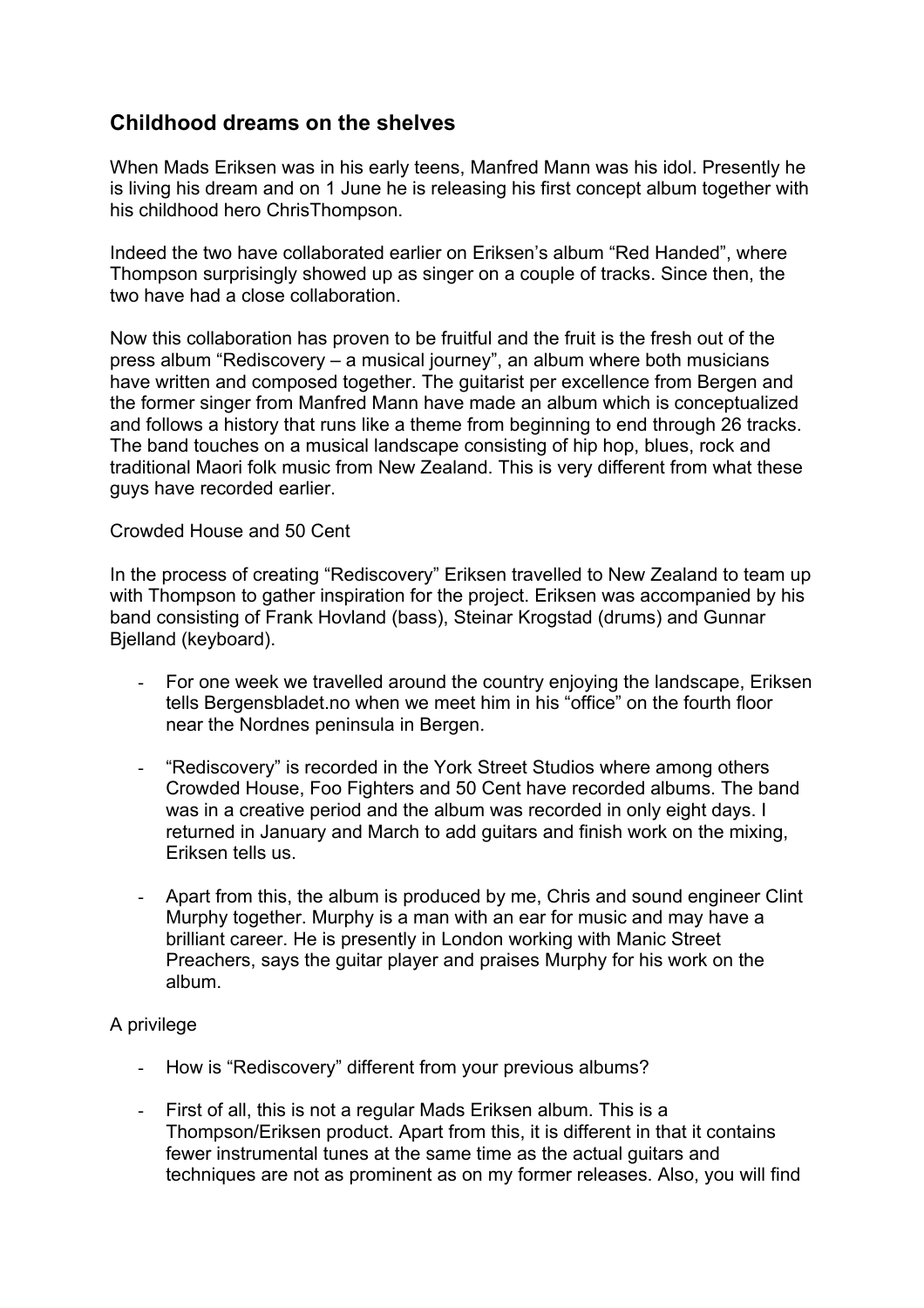## Childhood dreams on the shelves

When Mads Eriksen was in his early teens, Manfred Mann was his idol. Presently he is living his dream and on 1 June he is releasing his first concept album together with his childhood hero ChrisThompson.

Indeed the two have collaborated earlier on Eriksen's album "Red Handed", where Thompson surprisingly showed up as singer on a couple of tracks. Since then, the two have had a close collaboration.

Now this collaboration has proven to be fruitful and the fruit is the fresh out of the press album "Rediscovery – a musical journey", an album where both musicians have written and composed together. The guitarist per excellence from Bergen and the former singer from Manfred Mann have made an album which is conceptualized and follows a history that runs like a theme from beginning to end through 26 tracks. The band touches on a musical landscape consisting of hip hop, blues, rock and traditional Maori folk music from New Zealand. This is very different from what these guys have recorded earlier.

Crowded House and 50 Cent

In the process of creating "Rediscovery" Eriksen travelled to New Zealand to team up with Thompson to gather inspiration for the project. Eriksen was accompanied by his band consisting of Frank Hovland (bass), Steinar Krogstad (drums) and Gunnar Bjelland (keyboard).

- For one week we travelled around the country enjoying the landscape, Eriksen tells Bergensbladet.no when we meet him in his "office" on the fourth floor near the Nordnes peninsula in Bergen.

- "Rediscovery" is recorded in the York Street Studios where among others Crowded House, Foo Fighters and 50 Cent have recorded albums. The band was in a creative period and the album was recorded in only eight days. I returned in January and March to add guitars and finish work on the mixing, Eriksen tells us.

- Apart from this, the album is produced by me, Chris and sound engineer Clint Murphy together. Murphy is a man with an ear for music and may have a brilliant career. He is presently in London working with Manic Street Preachers, says the guitar player and praises Murphy for his work on the album.

A privilege

- How is "Rediscovery" different from your previous albums?

- First of all, this is not a regular Mads Eriksen album. This is a Thompson/Eriksen product. Apart from this, it is different in that it contains fewer instrumental tunes at the same time as the actual guitars and techniques are not as prominent as on my former releases. Also, you will find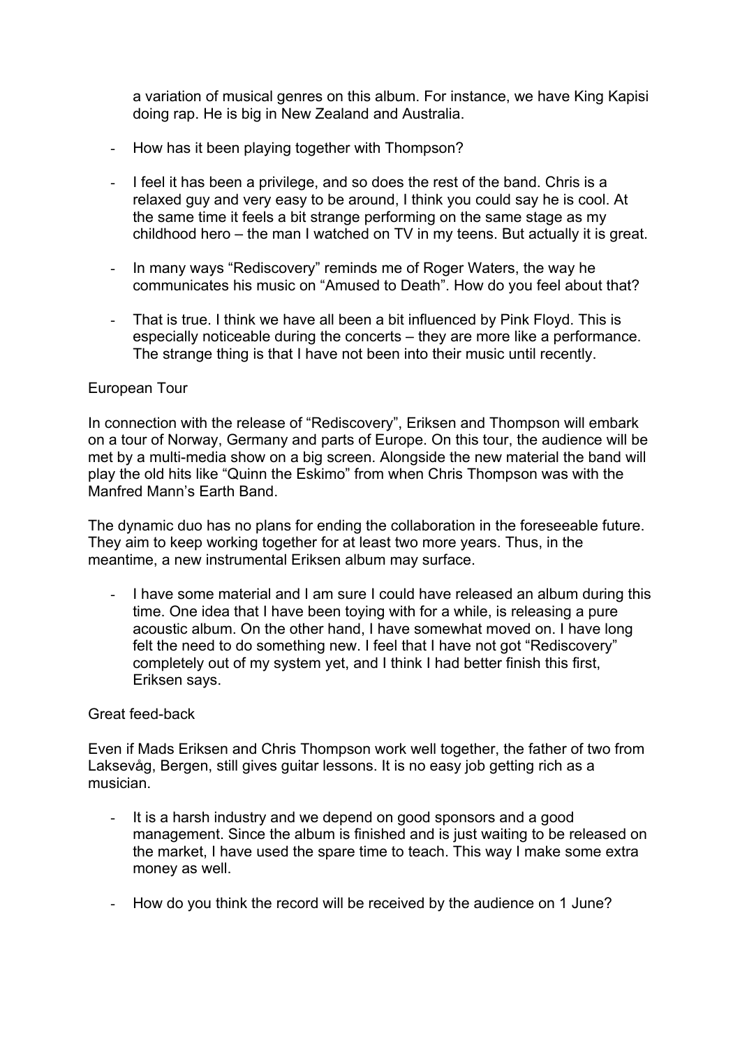a variation of musical genres on this album. For instance, we have King Kapisi doing rap. He is big in New Zealand and Australia.

- How has it been playing together with Thompson?

- I feel it has been a privilege, and so does the rest of the band. Chris is a relaxed guy and very easy to be around, I think you could say he is cool. At the same time it feels a bit strange performing on the same stage as my childhood hero – the man I watched on TV in my teens. But actually it is great.

- In many ways "Rediscovery" reminds me of Roger Waters, the way he communicates his music on "Amused to Death". How do you feel about that?

- That is true. I think we have all been a bit influenced by Pink Floyd. This is especially noticeable during the concerts – they are more like a performance. The strange thing is that I have not been into their music until recently.

## European Tour

In connection with the release of "Rediscovery", Eriksen and Thompson will embark on a tour of Norway, Germany and parts of Europe. On this tour, the audience will be met by a multi-media show on a big screen. Alongside the new material the band will play the old hits like "Quinn the Eskimo" from when Chris Thompson was with the Manfred Mann's Earth Band.

The dynamic duo has no plans for ending the collaboration in the foreseeable future. They aim to keep working together for at least two more years. Thus, in the meantime, a new instrumental Eriksen album may surface.

- I have some material and I am sure I could have released an album during this time. One idea that I have been toying with for a while, is releasing a pure acoustic album. On the other hand, I have somewhat moved on. I have long felt the need to do something new. I feel that I have not got "Rediscovery" completely out of my system yet, and I think I had better finish this first, Eriksen says.

## Great feed-back

Even if Mads Eriksen and Chris Thompson work well together, the father of two from Laksevåg, Bergen, still gives guitar lessons. It is no easy job getting rich as a musician.

- It is a harsh industry and we depend on good sponsors and a good management. Since the album is finished and is just waiting to be released on the market, I have used the spare time to teach. This way I make some extra money as well.

- How do you think the record will be received by the audience on 1 June?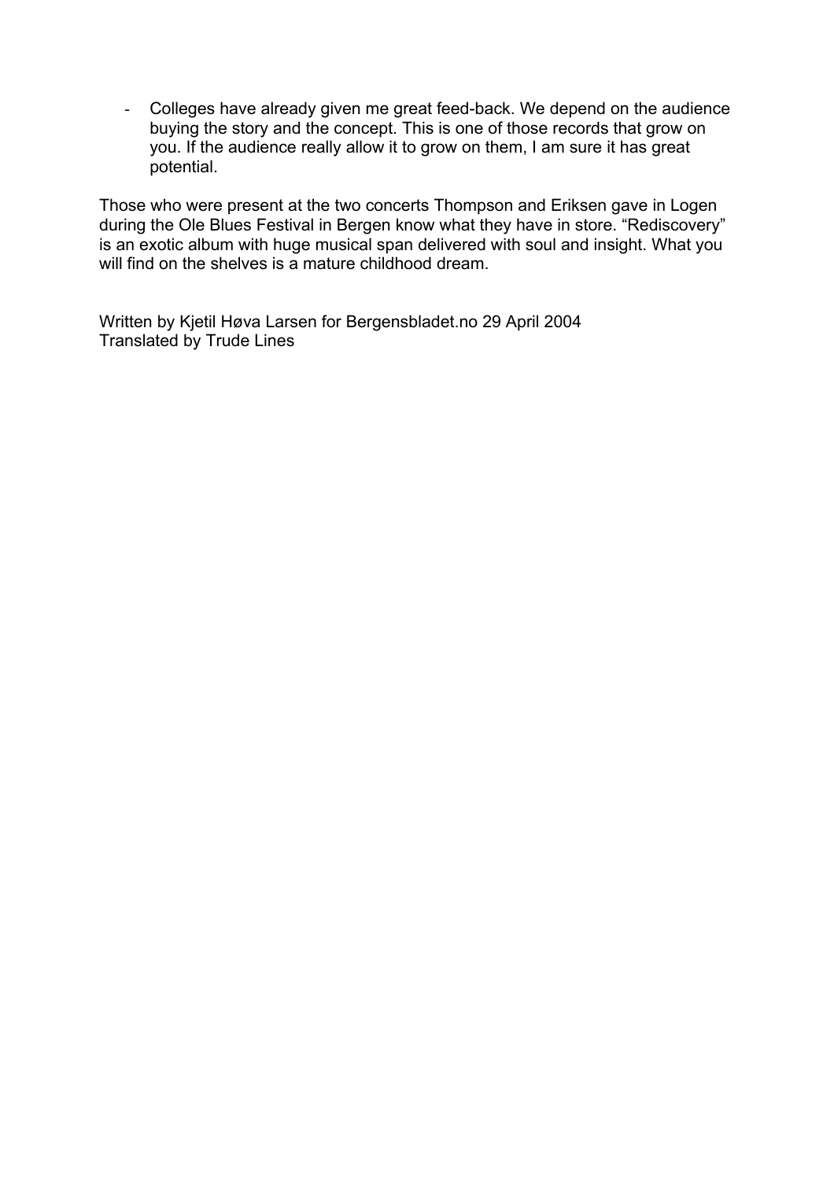- Colleges have already given me great feed-back. We depend on the audience buying the story and the concept. This is one of those records that grow on you. If the audience really allow it to grow on them, I am sure it has great potential.

Those who were present at the two concerts Thompson and Eriksen gave in Logen during the Ole Blues Festival in Bergen know what they have in store. “Rediscovery” is an exotic album with huge musical span delivered with soul and insight. What you will find on the shelves is a mature childhood dream.

Written by Kjetil Høva Larsen for Bergensbladet.no 29 April 2004
Translated by Trude Lines